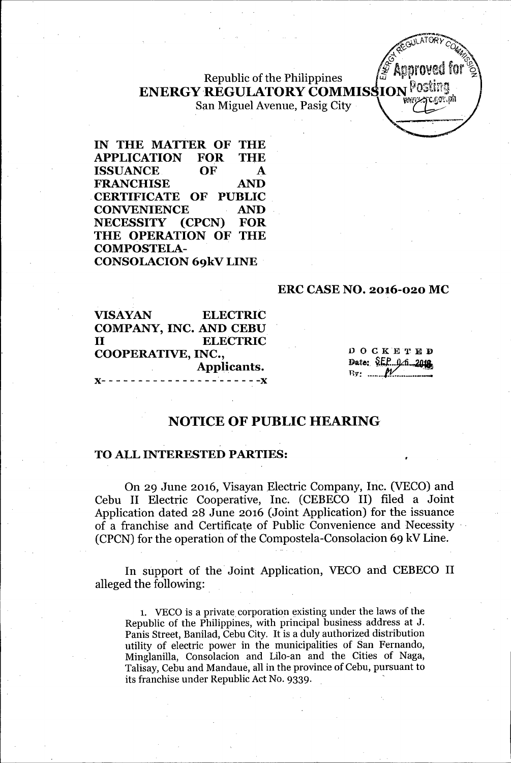Republic of the Philippines
**ENERGY REGULATORY COMMISSION**
San Miguel Avenue, Pasig City

**IN THE MATTER OF THE APPLICATION FOR THE ISSUANCE OF A FRANCHISE AND CERTIFICATE OF PUBLIC CONVENIENCE AND NECESSITY (CPCN) FOR THE OPERATION OF THE COMPOSTELA-CONSOLACION 69kV LINE**

**ERC CASE NO. 2016-020 MC**

**VISAYAN ELECTRIC COMPANY, INC. AND CEBU II ELECTRIC COOPERATIVE, INC.,**
**Applicants.**
x- - - - - - - - - - - - - - - - - - - - -x

DOCKETED
Date: SEP 06 2016
By: ......

## NOTICE OF PUBLIC HEARING

**TO ALL INTERESTED PARTIES:**

On 29 June 2016, Visayan Electric Company, Inc. (VECO) and Cebu II Electric Cooperative, Inc. (CEBECO II) filed a Joint Application dated 28 June 2016 (Joint Application) for the issuance of a franchise and Certificate of Public Convenience and Necessity (CPCN) for the operation of the Compostela-Consolacion 69 kV Line.

In support of the Joint Application, VECO and CEBECO II alleged the following:

1. VECO is a private corporation existing under the laws of the Republic of the Philippines, with principal business address at J. Panis Street, Banilad, Cebu City. It is a duly authorized distribution utility of electric power in the municipalities of San Fernando, Minglanilla, Consolacion and Lilo-an and the Cities of Naga, Talisay, Cebu and Mandaue, all in the province of Cebu, pursuant to its franchise under Republic Act No. 9339.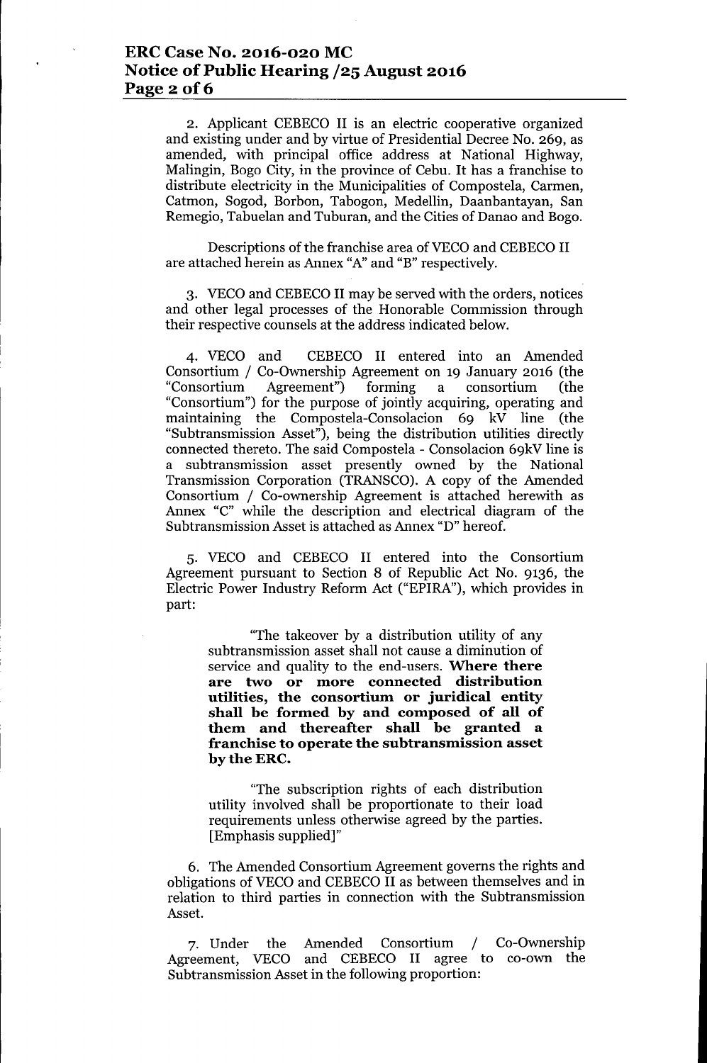2. Applicant CEBECO II is an electric cooperative organized and existing under and by virtue of Presidential Decree No. 269, as amended, with principal office address at National Highway, Malingin, Bogo City, in the province of Cebu. It has a franchise to distribute electricity in the Municipalities of Compostela, Carmen, Catmon, Sogod, Borbon, Tabogon, Medellin, Daanbantayan, San Remegio, Tabuelan and Tuburan, and the Cities of Danao and Bogo.

Descriptions of the franchise area of VECO and CEBECO II are attached herein as Annex "A" and "B" respectively.

3. VECO and CEBECO II may be served with the orders, notices and other legal processes of the Honorable Commission through their respective counsels at the address indicated below.

4. VECO and CEBECO II entered into an Amended Consortium / Co-Ownership Agreement on 19 January 2016 (the "Consortium Agreement") forming a consortium (the "Consortium") for the purpose of jointly acquiring, operating and maintaining the Compostela-Consolacion 69 kV line (the "Subtransmission Asset"), being the distribution utilities directly connected thereto. The said Compostela - Consolacion 69kV line is a subtransmission asset presently owned by the National Transmission Corporation (TRANSCO). A copy of the Amended Consortium / Co-ownership Agreement is attached herewith as Annex "C" while the description and electrical diagram of the Subtransmission Asset is attached as Annex "D" hereof.

5. VECO and CEBECO II entered into the Consortium Agreement pursuant to Section 8 of Republic Act No. 9136, the Electric Power Industry Reform Act ("EPIRA"), which provides in part:

> "The takeover by a distribution utility of any subtransmission asset shall not cause a diminution of service and quality to the end-users. **Where there are two or more connected distribution utilities, the consortium or juridical entity shall be formed by and composed of all of them and thereafter shall be granted a franchise to operate the subtransmission asset by the ERC.**
>
> "The subscription rights of each distribution utility involved shall be proportionate to their load requirements unless otherwise agreed by the parties. [Emphasis supplied]"

6. The Amended Consortium Agreement governs the rights and obligations of VECO and CEBECO II as between themselves and in relation to third parties in connection with the Subtransmission Asset.

7. Under the Amended Consortium / Co-Ownership Agreement, VECO and CEBECO II agree to co-own the Subtransmission Asset in the following proportion: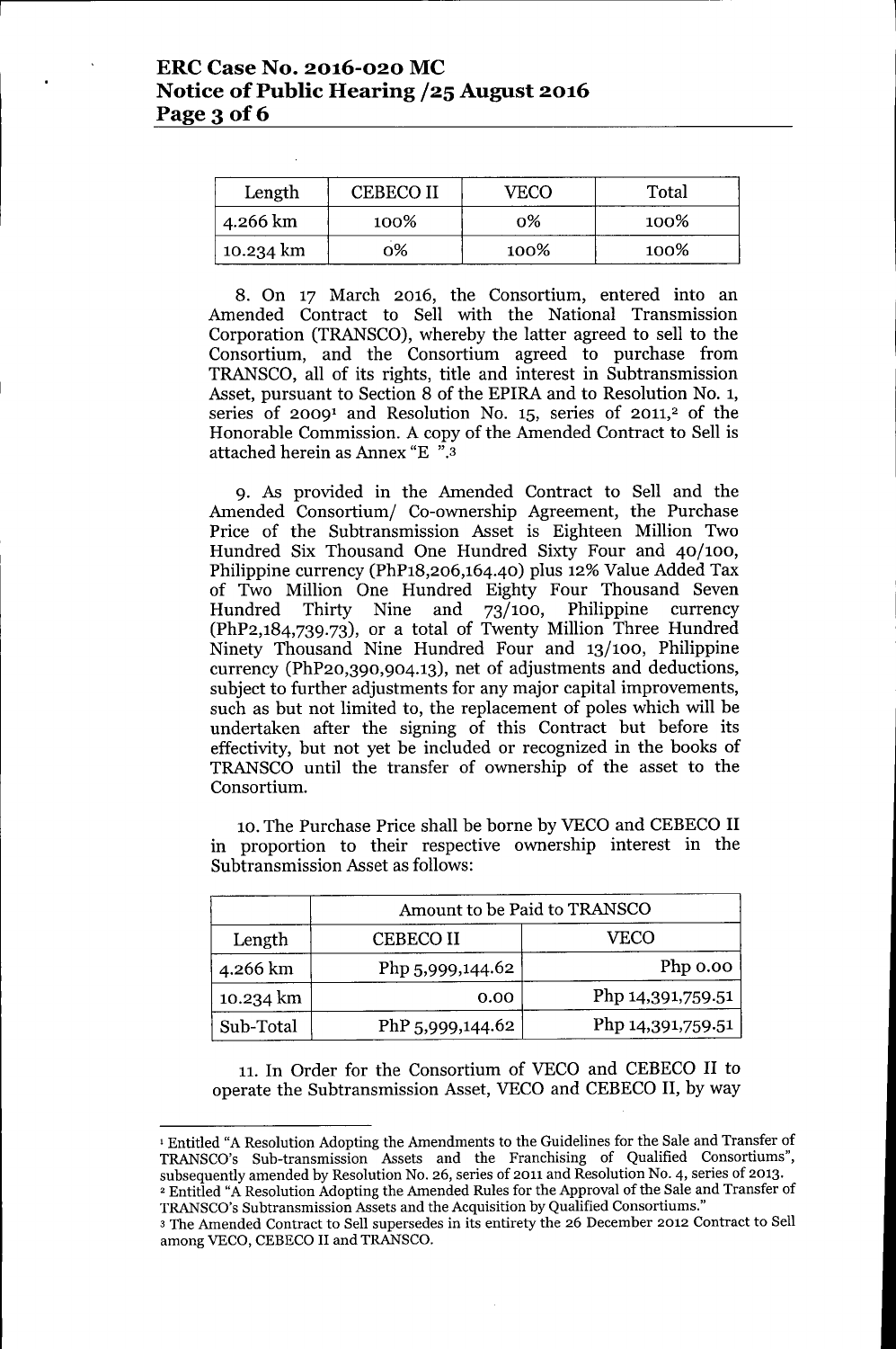| Length | CEBECO II | VECO | Total |
|---|---|---|---|
| 4.266 km | 100% | 0% | 100% |
| 10.234 km | 0% | 100% | 100% |

8. On 17 March 2016, the Consortium, entered into an Amended Contract to Sell with the National Transmission Corporation (TRANSCO), whereby the latter agreed to sell to the Consortium, and the Consortium agreed to purchase from TRANSCO, all of its rights, title and interest in Subtransmission Asset, pursuant to Section 8 of the EPIRA and to Resolution No. 1, series of 2009[1] and Resolution No. 15, series of 2011,[2] of the Honorable Commission. A copy of the Amended Contract to Sell is attached herein as Annex "E ".[3]

9. As provided in the Amended Contract to Sell and the Amended Consortium/ Co-ownership Agreement, the Purchase Price of the Subtransmission Asset is Eighteen Million Two Hundred Six Thousand One Hundred Sixty Four and 40/100, Philippine currency (PhP18,206,164.40) plus 12% Value Added Tax of Two Million One Hundred Eighty Four Thousand Seven Hundred Thirty Nine and 73/100, Philippine currency (PhP2,184,739.73), or a total of Twenty Million Three Hundred Ninety Thousand Nine Hundred Four and 13/100, Philippine currency (PhP20,390,904.13), net of adjustments and deductions, subject to further adjustments for any major capital improvements, such as but not limited to, the replacement of poles which will be undertaken after the signing of this Contract but before its effectivity, but not yet be included or recognized in the books of TRANSCO until the transfer of ownership of the asset to the Consortium.

10. The Purchase Price shall be borne by VECO and CEBECO II in proportion to their respective ownership interest in the Subtransmission Asset as follows:

| | Amount to be Paid to TRANSCO | |
|---|---|---|
| Length | CEBECO II | VECO |
| 4.266 km | Php 5,999,144.62 | Php 0.00 |
| 10.234 km | 0.00 | Php 14,391,759.51 |
| Sub-Total | PhP 5,999,144.62 | Php 14,391,759.51 |

11. In Order for the Consortium of VECO and CEBECO II to operate the Subtransmission Asset, VECO and CEBECO II, by way

---

[1] Entitled "A Resolution Adopting the Amendments to the Guidelines for the Sale and Transfer of TRANSCO's Sub-transmission Assets and the Franchising of Qualified Consortiums", subsequently amended by Resolution No. 26, series of 2011 and Resolution No. 4, series of 2013.

[2] Entitled "A Resolution Adopting the Amended Rules for the Approval of the Sale and Transfer of TRANSCO's Subtransmission Assets and the Acquisition by Qualified Consortiums."

[3] The Amended Contract to Sell supersedes in its entirety the 26 December 2012 Contract to Sell among VECO, CEBECO II and TRANSCO.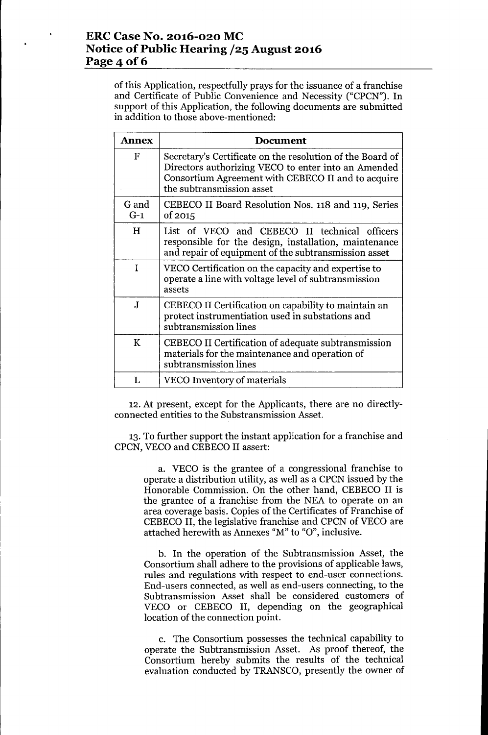of this Application, respectfully prays for the issuance of a franchise and Certificate of Public Convenience and Necessity ("CPCN"). In support of this Application, the following documents are submitted in addition to those above-mentioned:

| Annex | Document |
|---|---|
| F | Secretary's Certificate on the resolution of the Board of Directors authorizing VECO to enter into an Amended Consortium Agreement with CEBECO II and to acquire the subtransmission asset |
| G and G-1 | CEBECO II Board Resolution Nos. 118 and 119, Series of 2015 |
| H | List of VECO and CEBECO II technical officers responsible for the design, installation, maintenance and repair of equipment of the subtransmission asset |
| I | VECO Certification on the capacity and expertise to operate a line with voltage level of subtransmission assets |
| J | CEBECO II Certification on capability to maintain an protect instrumentiation used in substations and subtransmission lines |
| K | CEBECO II Certification of adequate subtransmission materials for the maintenance and operation of subtransmission lines |
| L | VECO Inventory of materials |

12. At present, except for the Applicants, there are no directly-connected entities to the Substransmission Asset.

13. To further support the instant application for a franchise and CPCN, VECO and CEBECO II assert:

a. VECO is the grantee of a congressional franchise to operate a distribution utility, as well as a CPCN issued by the Honorable Commission. On the other hand, CEBECO II is the grantee of a franchise from the NEA to operate on an area coverage basis. Copies of the Certificates of Franchise of CEBECO II, the legislative franchise and CPCN of VECO are attached herewith as Annexes "M" to "O", inclusive.

b. In the operation of the Subtransmission Asset, the Consortium shall adhere to the provisions of applicable laws, rules and regulations with respect to end-user connections. End-users connected, as well as end-users connecting, to the Subtransmission Asset shall be considered customers of VECO or CEBECO II, depending on the geographical location of the connection point.

c. The Consortium possesses the technical capability to operate the Subtransmission Asset. As proof thereof, the Consortium hereby submits the results of the technical evaluation conducted by TRANSCO, presently the owner of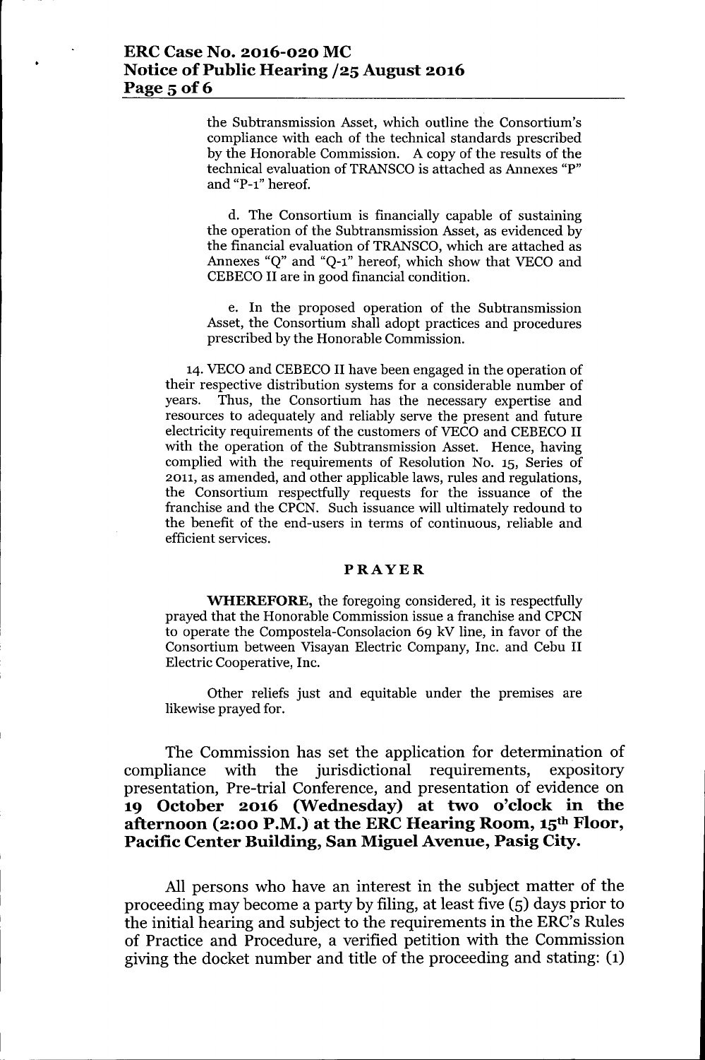the Subtransmission Asset, which outline the Consortium's compliance with each of the technical standards prescribed by the Honorable Commission. A copy of the results of the technical evaluation of TRANSCO is attached as Annexes "P" and "P-1" hereof.

d. The Consortium is financially capable of sustaining the operation of the Subtransmission Asset, as evidenced by the financial evaluation of TRANSCO, which are attached as Annexes "Q" and "Q-1" hereof, which show that VECO and CEBECO II are in good financial condition.

e. In the proposed operation of the Subtransmission Asset, the Consortium shall adopt practices and procedures prescribed by the Honorable Commission.

14. VECO and CEBECO II have been engaged in the operation of their respective distribution systems for a considerable number of years. Thus, the Consortium has the necessary expertise and resources to adequately and reliably serve the present and future electricity requirements of the customers of VECO and CEBECO II with the operation of the Subtransmission Asset. Hence, having complied with the requirements of Resolution No. 15, Series of 2011, as amended, and other applicable laws, rules and regulations, the Consortium respectfully requests for the issuance of the franchise and the CPCN. Such issuance will ultimately redound to the benefit of the end-users in terms of continuous, reliable and efficient services.

**PRAYER**

**WHEREFORE,** the foregoing considered, it is respectfully prayed that the Honorable Commission issue a franchise and CPCN to operate the Compostela-Consolacion 69 kV line, in favor of the Consortium between Visayan Electric Company, Inc. and Cebu II Electric Cooperative, Inc.

Other reliefs just and equitable under the premises are likewise prayed for.

The Commission has set the application for determination of compliance with the jurisdictional requirements, expository presentation, Pre-trial Conference, and presentation of evidence on **19 October 2016 (Wednesday) at two o'clock in the afternoon (2:00 P.M.) at the ERC Hearing Room, 15th Floor, Pacific Center Building, San Miguel Avenue, Pasig City.**

All persons who have an interest in the subject matter of the proceeding may become a party by filing, at least five (5) days prior to the initial hearing and subject to the requirements in the ERC's Rules of Practice and Procedure, a verified petition with the Commission giving the docket number and title of the proceeding and stating: (1)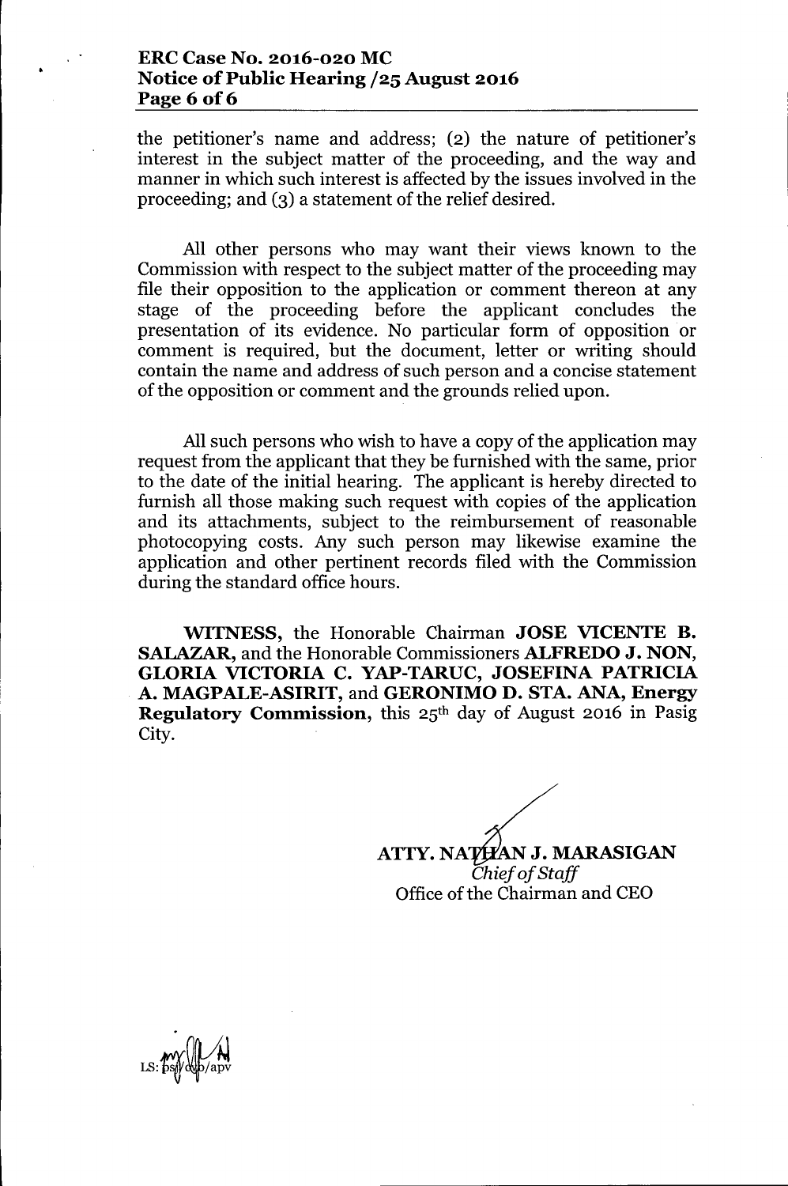the petitioner's name and address; (2) the nature of petitioner's interest in the subject matter of the proceeding, and the way and manner in which such interest is affected by the issues involved in the proceeding; and (3) a statement of the relief desired.

All other persons who may want their views known to the Commission with respect to the subject matter of the proceeding may file their opposition to the application or comment thereon at any stage of the proceeding before the applicant concludes the presentation of its evidence. No particular form of opposition or comment is required, but the document, letter or writing should contain the name and address of such person and a concise statement of the opposition or comment and the grounds relied upon.

All such persons who wish to have a copy of the application may request from the applicant that they be furnished with the same, prior to the date of the initial hearing. The applicant is hereby directed to furnish all those making such request with copies of the application and its attachments, subject to the reimbursement of reasonable photocopying costs. Any such person may likewise examine the application and other pertinent records filed with the Commission during the standard office hours.

**WITNESS,** the Honorable Chairman **JOSE VICENTE B. SALAZAR,** and the Honorable Commissioners **ALFREDO J. NON, GLORIA VICTORIA C. YAP-TARUC, JOSEFINA PATRICIA A. MAGPALE-ASIRIT,** and **GERONIMO D. STA. ANA, Energy Regulatory Commission,** this 25th day of August 2016 in Pasig City.

**ATTY. NATHAN J. MARASIGAN**
*Chief of Staff*
Office of the Chairman and CEO

LS: psj/dvb/apv